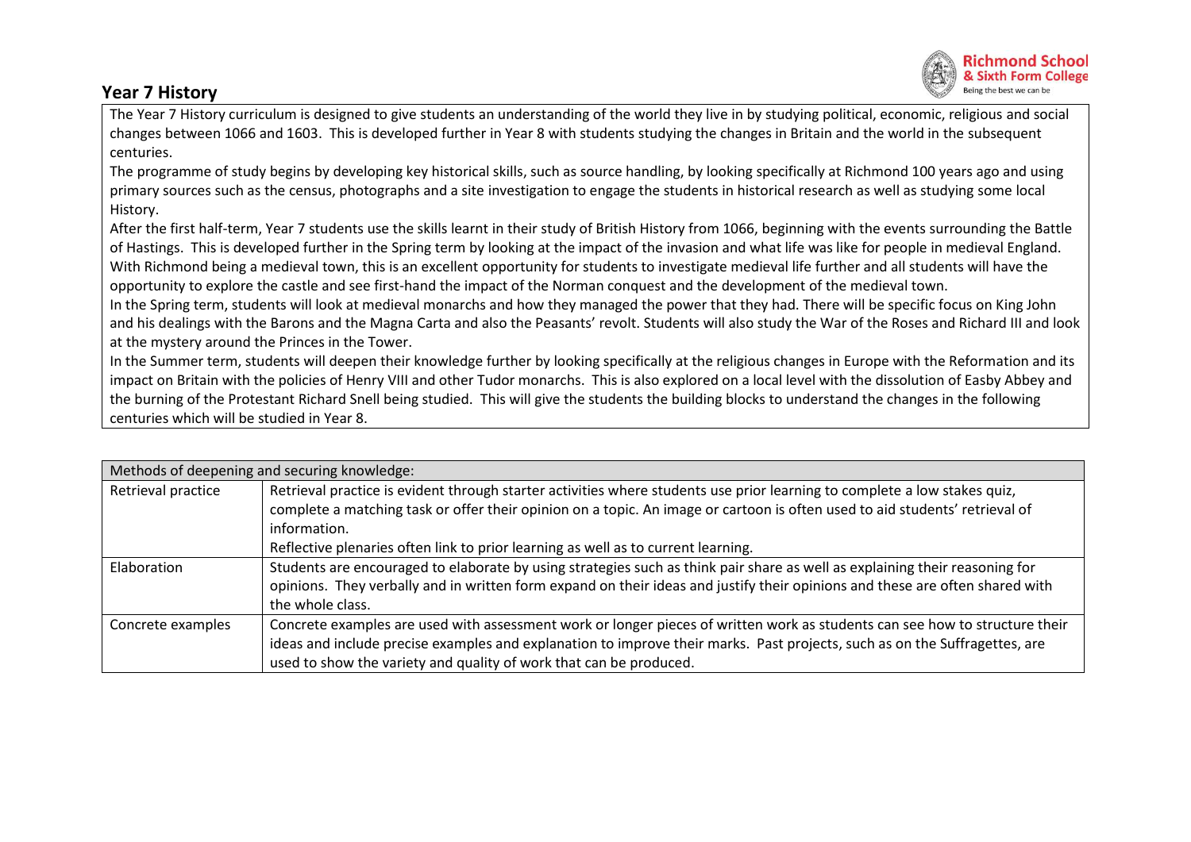## Year 7 History

The Year 7 History curriculum is designed to give students an understanding of the world they live in by studying political, economic, religious and social changes between 1066 and 1603. This is developed further in Year 8 with students studying the changes in Britain and the world in the subsequent centuries.

The programme of study begins by developing key historical skills, such as source handling, by looking specifically at Richmond 100 years ago and using primary sources such as the census, photographs and a site investigation to engage the students in historical research as well as studying some local History.

After the first half-term, Year 7 students use the skills learnt in their study of British History from 1066, beginning with the events surrounding the Battle of Hastings. This is developed further in the Spring term by looking at the impact of the invasion and what life was like for people in medieval England. With Richmond being a medieval town, this is an excellent opportunity for students to investigate medieval life further and all students will have the opportunity to explore the castle and see first-hand the impact of the Norman conquest and the development of the medieval town.

In the Spring term, students will look at medieval monarchs and how they managed the power that they had. There will be specific focus on King John and his dealings with the Barons and the Magna Carta and also the Peasants' revolt. Students will also study the War of the Roses and Richard III and look at the mystery around the Princes in the Tower.

In the Summer term, students will deepen their knowledge further by looking specifically at the religious changes in Europe with the Reformation and its impact on Britain with the policies of Henry VIII and other Tudor monarchs. This is also explored on a local level with the dissolution of Easby Abbey and the burning of the Protestant Richard Snell being studied. This will give the students the building blocks to understand the changes in the following centuries which will be studied in Year 8.

| Methods of deepening and securing knowledge: | |
|---|---|
| Retrieval practice | Retrieval practice is evident through starter activities where students use prior learning to complete a low stakes quiz, complete a matching task or offer their opinion on a topic. An image or cartoon is often used to aid students' retrieval of information.<br>Reflective plenaries often link to prior learning as well as to current learning. |
| Elaboration | Students are encouraged to elaborate by using strategies such as think pair share as well as explaining their reasoning for opinions. They verbally and in written form expand on their ideas and justify their opinions and these are often shared with the whole class. |
| Concrete examples | Concrete examples are used with assessment work or longer pieces of written work as students can see how to structure their ideas and include precise examples and explanation to improve their marks. Past projects, such as on the Suffragettes, are used to show the variety and quality of work that can be produced. |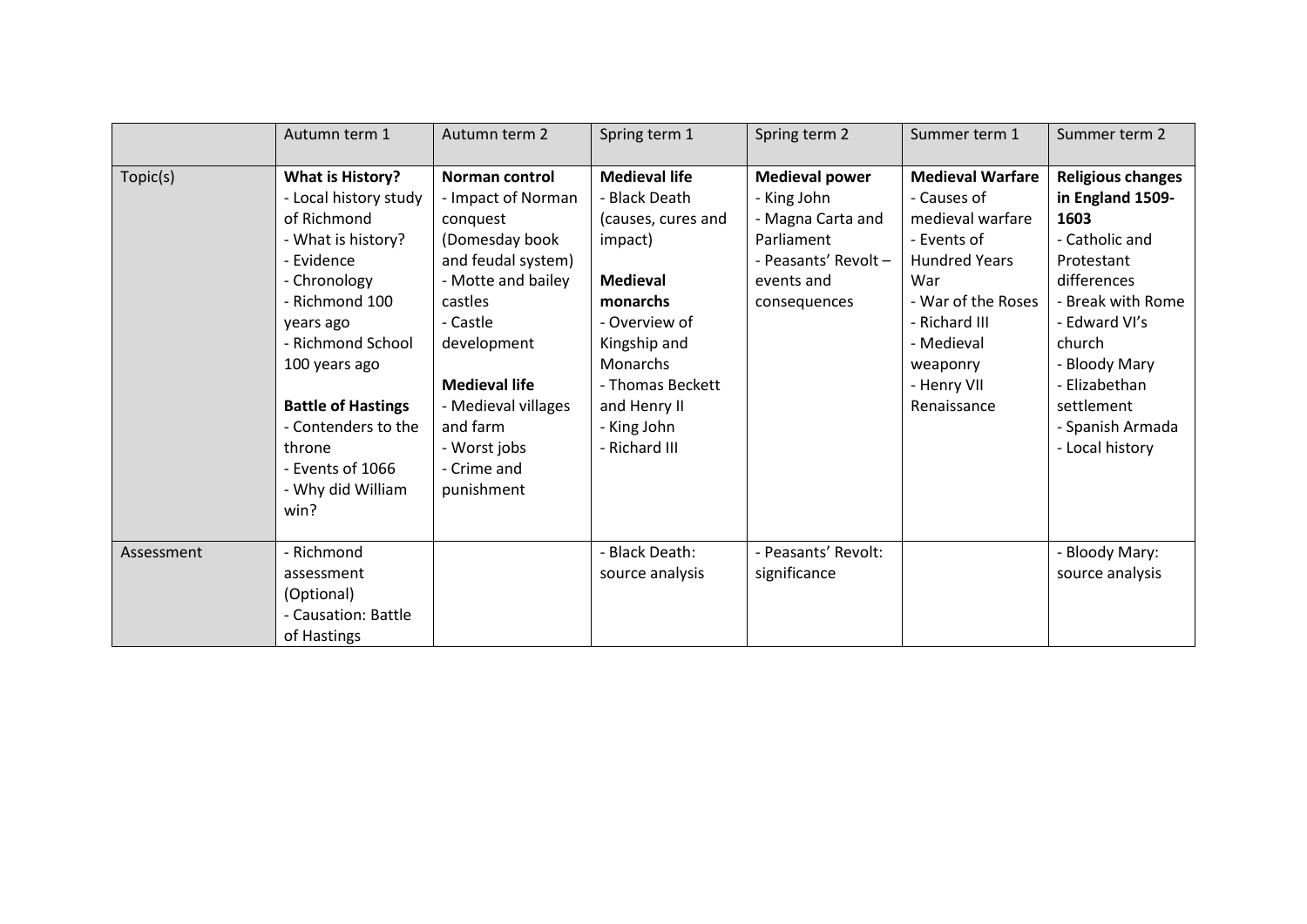| | Autumn term 1 | Autumn term 2 | Spring term 1 | Spring term 2 | Summer term 1 | Summer term 2 |
|---|---|---|---|---|---|---|
| Topic(s) | **What is History?**<br>- Local history study of Richmond<br>- What is history?<br>- Evidence<br>- Chronology<br>- Richmond 100 years ago<br>- Richmond School 100 years ago<br><br>**Battle of Hastings**<br>- Contenders to the throne<br>- Events of 1066<br>- Why did William win? | **Norman control**<br>- Impact of Norman conquest (Domesday book and feudal system)<br>- Motte and bailey castles<br>- Castle development<br><br>**Medieval life**<br>- Medieval villages and farm<br>- Worst jobs<br>- Crime and punishment | **Medieval life**<br>- Black Death (causes, cures and impact)<br><br>**Medieval monarchs**<br>- Overview of Kingship and Monarchs<br>- Thomas Beckett and Henry II<br>- King John<br>- Richard III | **Medieval power**<br>- King John<br>- Magna Carta and Parliament<br>- Peasants' Revolt – events and consequences | **Medieval Warfare**<br>- Causes of medieval warfare<br>- Events of Hundred Years War<br>- War of the Roses<br>- Richard III<br>- Medieval weaponry<br>- Henry VII Renaissance | **Religious changes in England 1509-1603**<br>- Catholic and Protestant differences<br>- Break with Rome<br>- Edward VI's church<br>- Bloody Mary<br>- Elizabethan settlement<br>- Spanish Armada<br>- Local history |
| Assessment | - Richmond assessment (Optional)<br>- Causation: Battle of Hastings | | - Black Death: source analysis | - Peasants' Revolt: significance | | - Bloody Mary: source analysis |